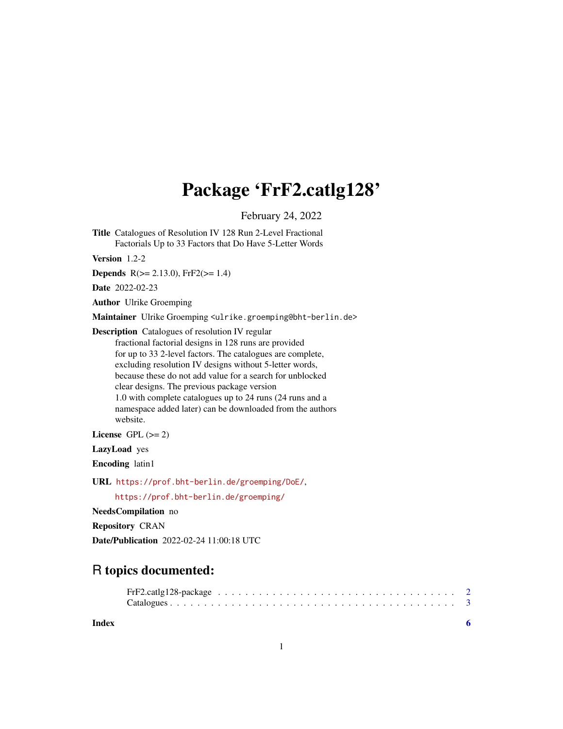# Package 'FrF2.catlg128'

February 24, 2022

**Title** Catalogues of Resolution IV 128 Run 2-Level Fractional Factorials Up to 33 Factors that Do Have 5-Letter Words

**Version** 1.2-2

**Depends** R(>= 2.13.0), FrF2(>= 1.4)

**Date** 2022-02-23

**Author** Ulrike Groemping

**Maintainer** Ulrike Groemping <ulrike.groemping@bht-berlin.de>

**Description** Catalogues of resolution IV regular fractional factorial designs in 128 runs are provided for up to 33 2-level factors. The catalogues are complete, excluding resolution IV designs without 5-letter words, because these do not add value for a search for unblocked clear designs. The previous package version 1.0 with complete catalogues up to 24 runs (24 runs and a namespace added later) can be downloaded from the authors website.

**License** GPL (>= 2)

**LazyLoad** yes

**Encoding** latin1

**URL** https://prof.bht-berlin.de/groemping/DoE/, https://prof.bht-berlin.de/groemping/

**NeedsCompilation** no

**Repository** CRAN

**Date/Publication** 2022-02-24 11:00:18 UTC

## R topics documented:

FrF2.catlg128-package . . . . . . . . . . . . . . . . . . . . . . . . . . . . . . . . . . 2
Catalogues . . . . . . . . . . . . . . . . . . . . . . . . . . . . . . . . . . . . . . . . 3

**Index** 6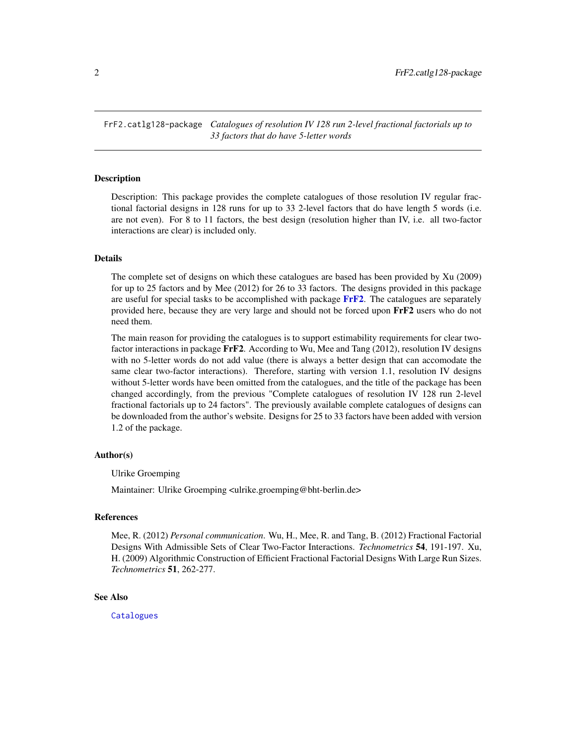FrF2.catlg128-package *Catalogues of resolution IV 128 run 2-level fractional factorials up to 33 factors that do have 5-letter words*

## Description

Description: This package provides the complete catalogues of those resolution IV regular fractional factorial designs in 128 runs for up to 33 2-level factors that do have length 5 words (i.e. are not even). For 8 to 11 factors, the best design (resolution higher than IV, i.e. all two-factor interactions are clear) is included only.

## Details

The complete set of designs on which these catalogues are based has been provided by Xu (2009) for up to 25 factors and by Mee (2012) for 26 to 33 factors. The designs provided in this package are useful for special tasks to be accomplished with package **FrF2**. The catalogues are separately provided here, because they are very large and should not be forced upon **FrF2** users who do not need them.

The main reason for providing the catalogues is to support estimability requirements for clear two-factor interactions in package **FrF2**. According to Wu, Mee and Tang (2012), resolution IV designs with no 5-letter words do not add value (there is always a better design that can accomodate the same clear two-factor interactions). Therefore, starting with version 1.1, resolution IV designs without 5-letter words have been omitted from the catalogues, and the title of the package has been changed accordingly, from the previous "Complete catalogues of resolution IV 128 run 2-level fractional factorials up to 24 factors". The previously available complete catalogues of designs can be downloaded from the author's website. Designs for 25 to 33 factors have been added with version 1.2 of the package.

## Author(s)

Ulrike Groemping

Maintainer: Ulrike Groemping <ulrike.groemping@bht-berlin.de>

## References

Mee, R. (2012) *Personal communication*. Wu, H., Mee, R. and Tang, B. (2012) Fractional Factorial Designs With Admissible Sets of Clear Two-Factor Interactions. *Technometrics* **54**, 191-197. Xu, H. (2009) Algorithmic Construction of Efficient Fractional Factorial Designs With Large Run Sizes. *Technometrics* **51**, 262-277.

## See Also

`Catalogues`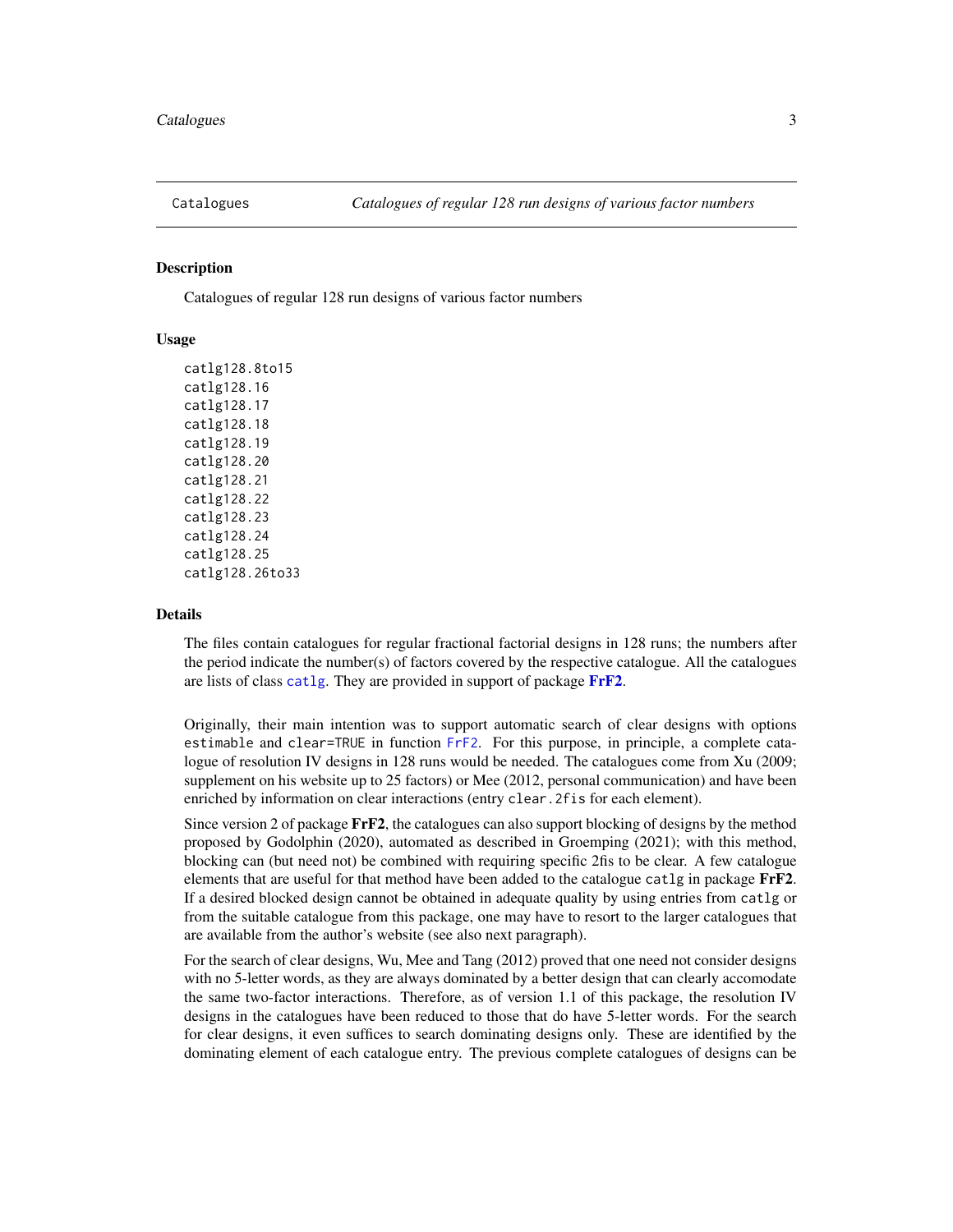Catalogues *Catalogues of regular 128 run designs of various factor numbers*

### Description

Catalogues of regular 128 run designs of various factor numbers

### Usage

```
catlg128.8to15
catlg128.16
catlg128.17
catlg128.18
catlg128.19
catlg128.20
catlg128.21
catlg128.22
catlg128.23
catlg128.24
catlg128.25
catlg128.26to33
```

### Details

The files contain catalogues for regular fractional factorial designs in 128 runs; the numbers after the period indicate the number(s) of factors covered by the respective catalogue. All the catalogues are lists of class `catlg`. They are provided in support of package **FrF2**.

Originally, their main intention was to support automatic search of clear designs with options `estimable` and `clear=TRUE` in function `FrF2`. For this purpose, in principle, a complete catalogue of resolution IV designs in 128 runs would be needed. The catalogues come from Xu (2009; supplement on his website up to 25 factors) or Mee (2012, personal communication) and have been enriched by information on clear interactions (entry `clear.2fis` for each element).

Since version 2 of package **FrF2**, the catalogues can also support blocking of designs by the method proposed by Godolphin (2020), automated as described in Groemping (2021); with this method, blocking can (but need not) be combined with requiring specific 2fis to be clear. A few catalogue elements that are useful for that method have been added to the catalogue `catlg` in package **FrF2**. If a desired blocked design cannot be obtained in adequate quality by using entries from `catlg` or from the suitable catalogue from this package, one may have to resort to the larger catalogues that are available from the author's website (see also next paragraph).

For the search of clear designs, Wu, Mee and Tang (2012) proved that one need not consider designs with no 5-letter words, as they are always dominated by a better design that can clearly accomodate the same two-factor interactions. Therefore, as of version 1.1 of this package, the resolution IV designs in the catalogues have been reduced to those that do have 5-letter words. For the search for clear designs, it even suffices to search dominating designs only. These are identified by the dominating element of each catalogue entry. The previous complete catalogues of designs can be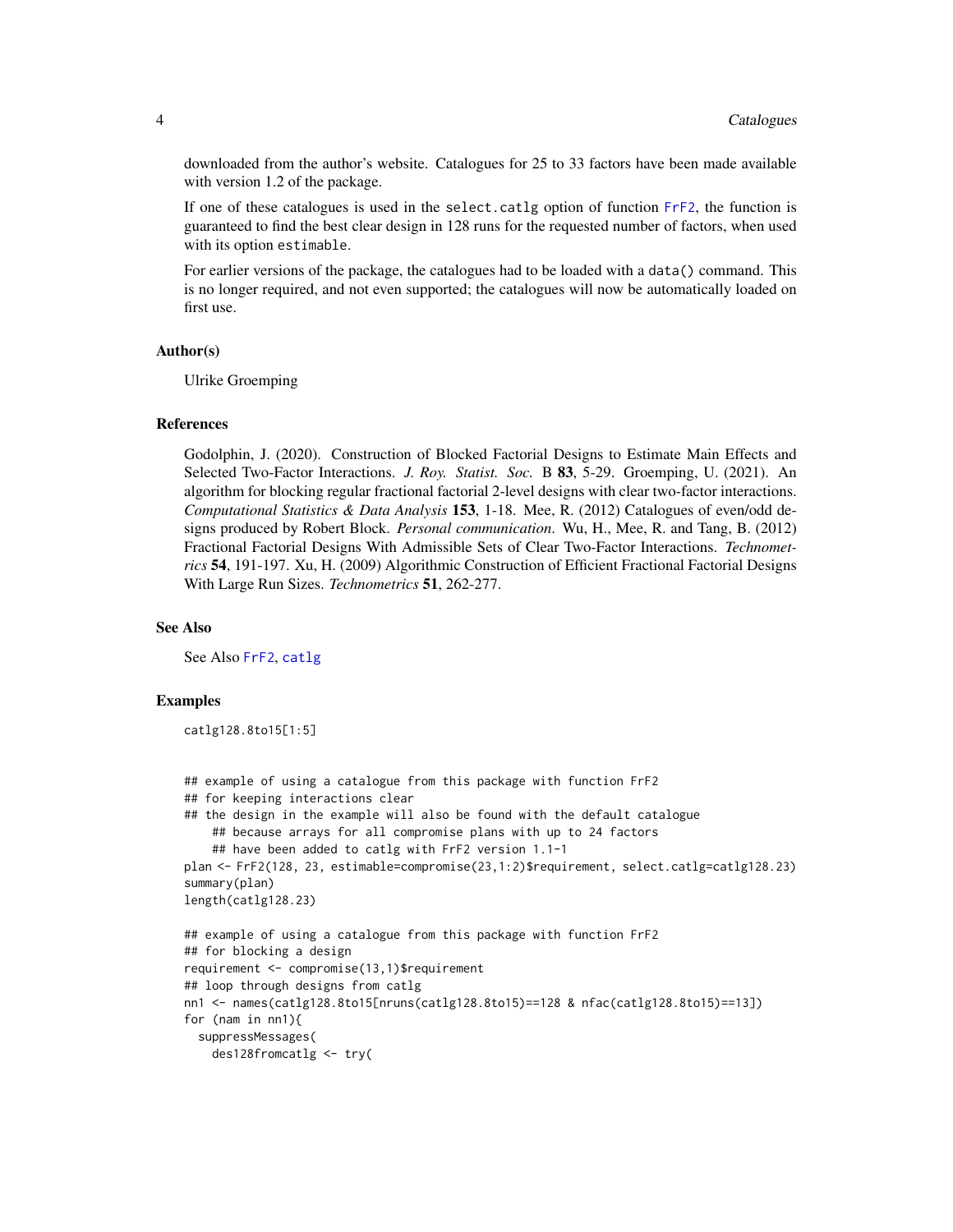downloaded from the author's website. Catalogues for 25 to 33 factors have been made available with version 1.2 of the package.

If one of these catalogues is used in the `select.catlg` option of function FrF2, the function is guaranteed to find the best clear design in 128 runs for the requested number of factors, when used with its option `estimable`.

For earlier versions of the package, the catalogues had to be loaded with a `data()` command. This is no longer required, and not even supported; the catalogues will now be automatically loaded on first use.

### Author(s)

Ulrike Groemping

### References

Godolphin, J. (2020). Construction of Blocked Factorial Designs to Estimate Main Effects and Selected Two-Factor Interactions. *J. Roy. Statist. Soc.* B **83**, 5-29. Groemping, U. (2021). An algorithm for blocking regular fractional factorial 2-level designs with clear two-factor interactions. *Computational Statistics & Data Analysis* **153**, 1-18. Mee, R. (2012) Catalogues of even/odd designs produced by Robert Block. *Personal communication*. Wu, H., Mee, R. and Tang, B. (2012) Fractional Factorial Designs With Admissible Sets of Clear Two-Factor Interactions. *Technometrics* **54**, 191-197. Xu, H. (2009) Algorithmic Construction of Efficient Fractional Factorial Designs With Large Run Sizes. *Technometrics* **51**, 262-277.

### See Also

See Also FrF2, catlg

### Examples

```
catlg128.8to15[1:5]


## example of using a catalogue from this package with function FrF2
## for keeping interactions clear
## the design in the example will also be found with the default catalogue
    ## because arrays for all compromise plans with up to 24 factors
    ## have been added to catlg with FrF2 version 1.1-1
plan <- FrF2(128, 23, estimable=compromise(23,1:2)$requirement, select.catlg=catlg128.23)
summary(plan)
length(catlg128.23)

## example of using a catalogue from this package with function FrF2
## for blocking a design
requirement <- compromise(13,1)$requirement
## loop through designs from catlg
nn1 <- names(catlg128.8to15[nruns(catlg128.8to15)==128 & nfac(catlg128.8to15)==13])
for (nam in nn1){
  suppressMessages(
    des128fromcatlg <- try(
```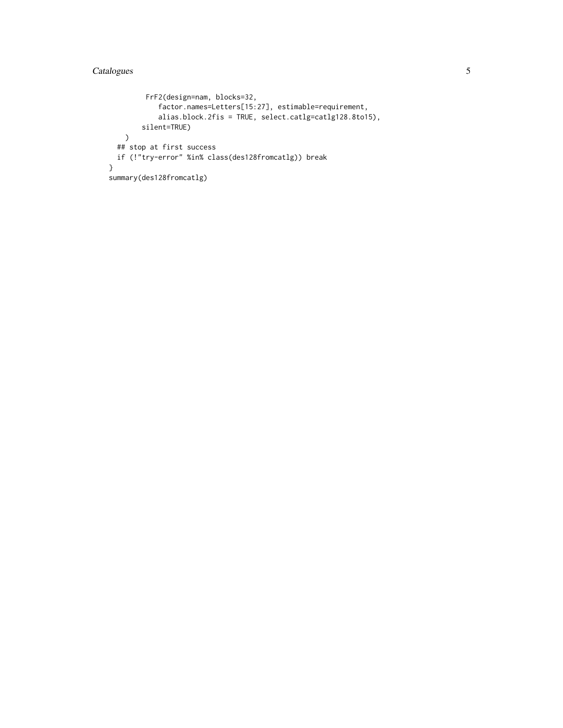```
         FrF2(design=nam, blocks=32,
            factor.names=Letters[15:27], estimable=requirement,
            alias.block.2fis = TRUE, select.catlg=catlg128.8to15),
        silent=TRUE)
    )
  ## stop at first success
  if (!"try-error" %in% class(des128fromcatlg)) break
}
summary(des128fromcatlg)
```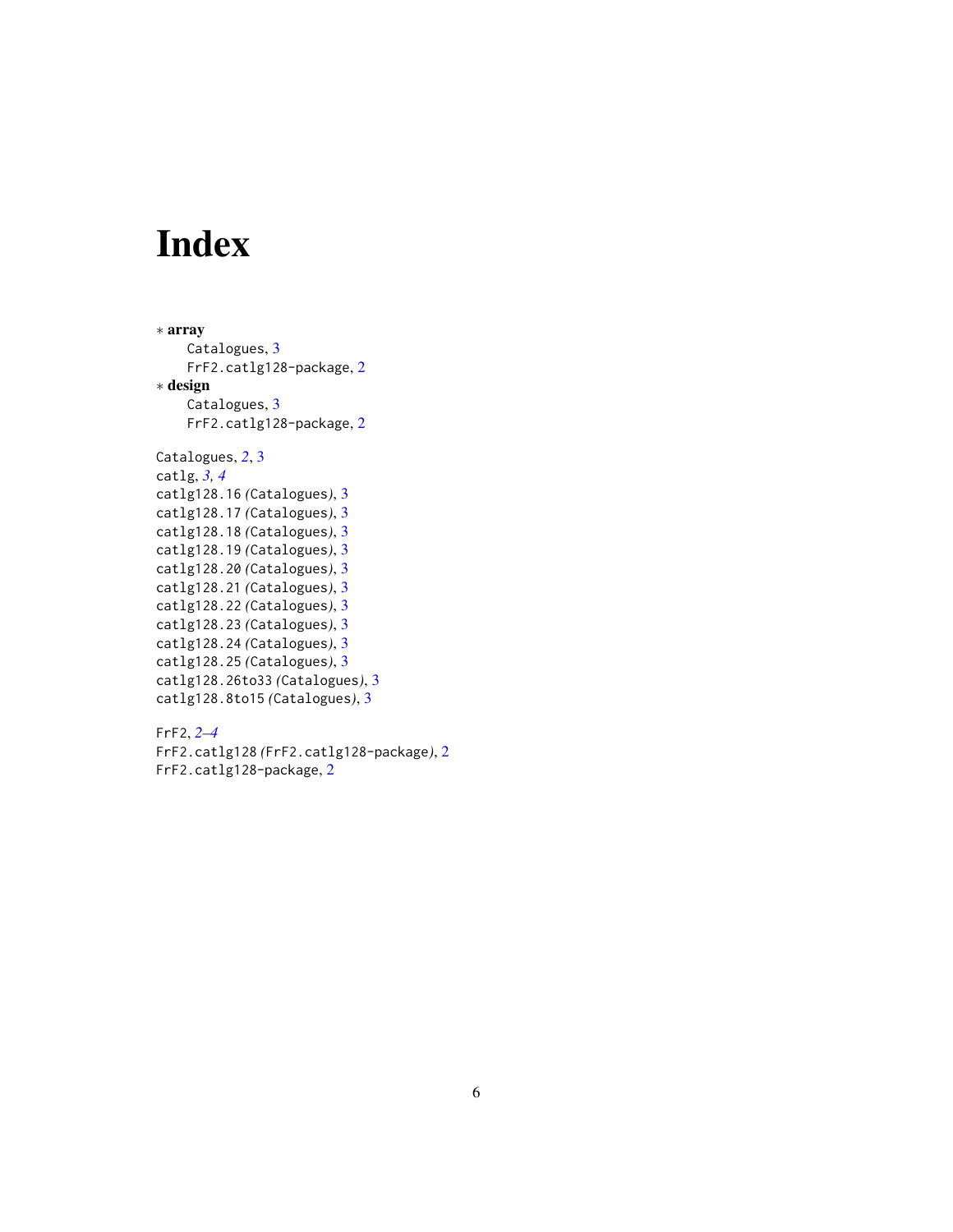# Index

∗ **array**
  Catalogues, 3
  FrF2.catlg128-package, 2

∗ **design**
  Catalogues, 3
  FrF2.catlg128-package, 2

Catalogues, *2*, 3
catlg, *3, 4*
catlg128.16 *(*Catalogues*)*, 3
catlg128.17 *(*Catalogues*)*, 3
catlg128.18 *(*Catalogues*)*, 3
catlg128.19 *(*Catalogues*)*, 3
catlg128.20 *(*Catalogues*)*, 3
catlg128.21 *(*Catalogues*)*, 3
catlg128.22 *(*Catalogues*)*, 3
catlg128.23 *(*Catalogues*)*, 3
catlg128.24 *(*Catalogues*)*, 3
catlg128.25 *(*Catalogues*)*, 3
catlg128.26to33 *(*Catalogues*)*, 3
catlg128.8to15 *(*Catalogues*)*, 3

FrF2, *2–4*
FrF2.catlg128 *(*FrF2.catlg128-package*)*, 2
FrF2.catlg128-package, 2